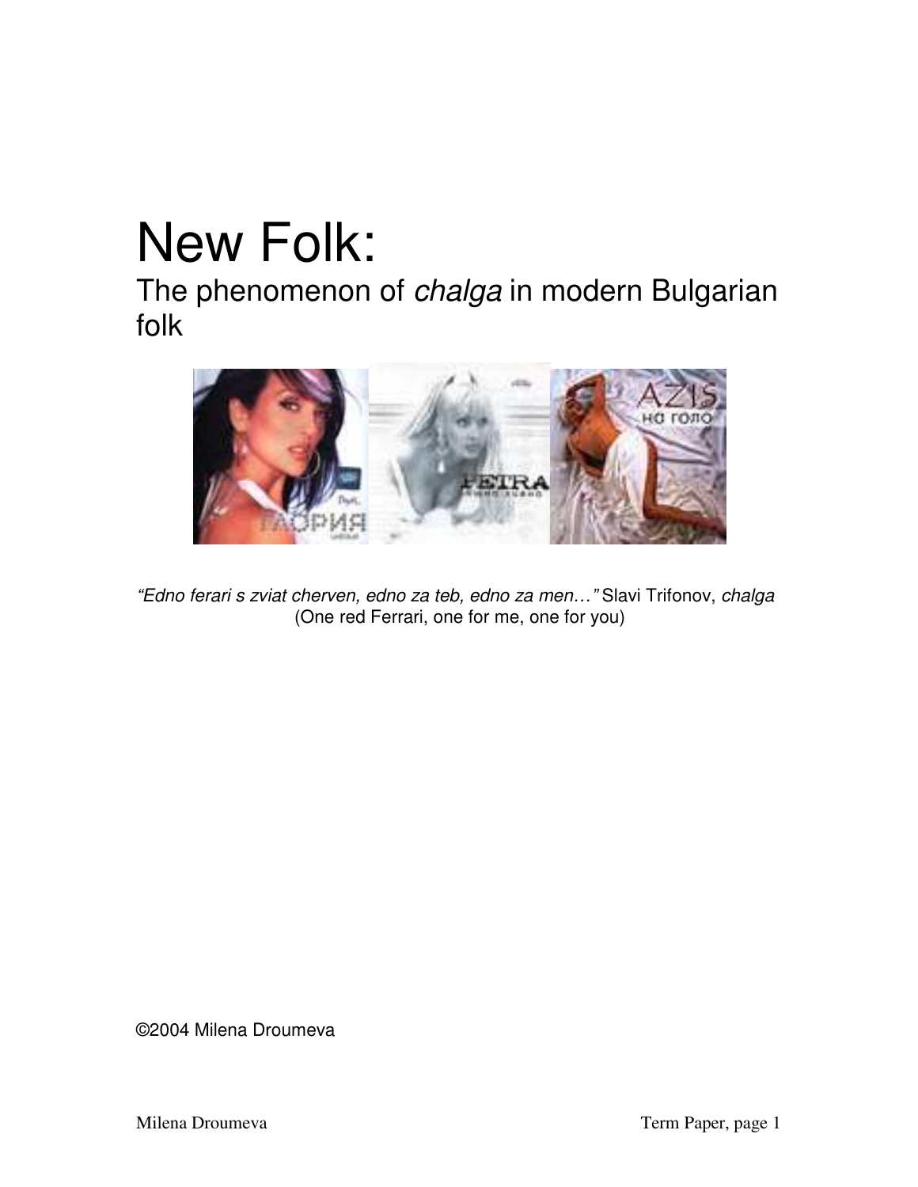# New Folk:

## The phenomenon of *chalga* in modern Bulgarian folk

*"Edno ferari s zviat cherven, edno za teb, edno za men…"* Slavi Trifonov, *chalga*
(One red Ferrari, one for me, one for you)

©2004 Milena Droumeva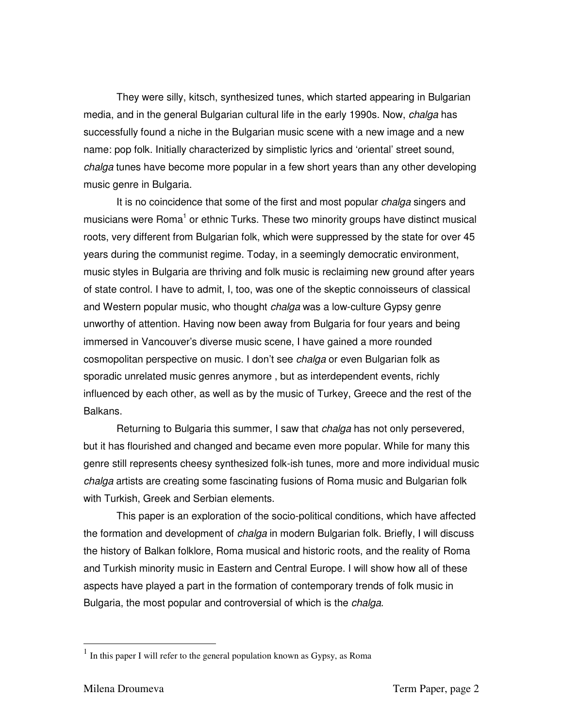They were silly, kitsch, synthesized tunes, which started appearing in Bulgarian media, and in the general Bulgarian cultural life in the early 1990s. Now, *chalga* has successfully found a niche in the Bulgarian music scene with a new image and a new name: pop folk. Initially characterized by simplistic lyrics and 'oriental' street sound, *chalga* tunes have become more popular in a few short years than any other developing music genre in Bulgaria.

It is no coincidence that some of the first and most popular *chalga* singers and musicians were Roma[1] or ethnic Turks. These two minority groups have distinct musical roots, very different from Bulgarian folk, which were suppressed by the state for over 45 years during the communist regime. Today, in a seemingly democratic environment, music styles in Bulgaria are thriving and folk music is reclaiming new ground after years of state control. I have to admit, I, too, was one of the skeptic connoisseurs of classical and Western popular music, who thought *chalga* was a low-culture Gypsy genre unworthy of attention. Having now been away from Bulgaria for four years and being immersed in Vancouver's diverse music scene, I have gained a more rounded cosmopolitan perspective on music. I don't see *chalga* or even Bulgarian folk as sporadic unrelated music genres anymore , but as interdependent events, richly influenced by each other, as well as by the music of Turkey, Greece and the rest of the Balkans.

Returning to Bulgaria this summer, I saw that *chalga* has not only persevered, but it has flourished and changed and became even more popular. While for many this genre still represents cheesy synthesized folk-ish tunes, more and more individual music *chalga* artists are creating some fascinating fusions of Roma music and Bulgarian folk with Turkish, Greek and Serbian elements.

This paper is an exploration of the socio-political conditions, which have affected the formation and development of *chalga* in modern Bulgarian folk. Briefly, I will discuss the history of Balkan folklore, Roma musical and historic roots, and the reality of Roma and Turkish minority music in Eastern and Central Europe. I will show how all of these aspects have played a part in the formation of contemporary trends of folk music in Bulgaria, the most popular and controversial of which is the *chalga*.

---

[1] In this paper I will refer to the general population known as Gypsy, as Roma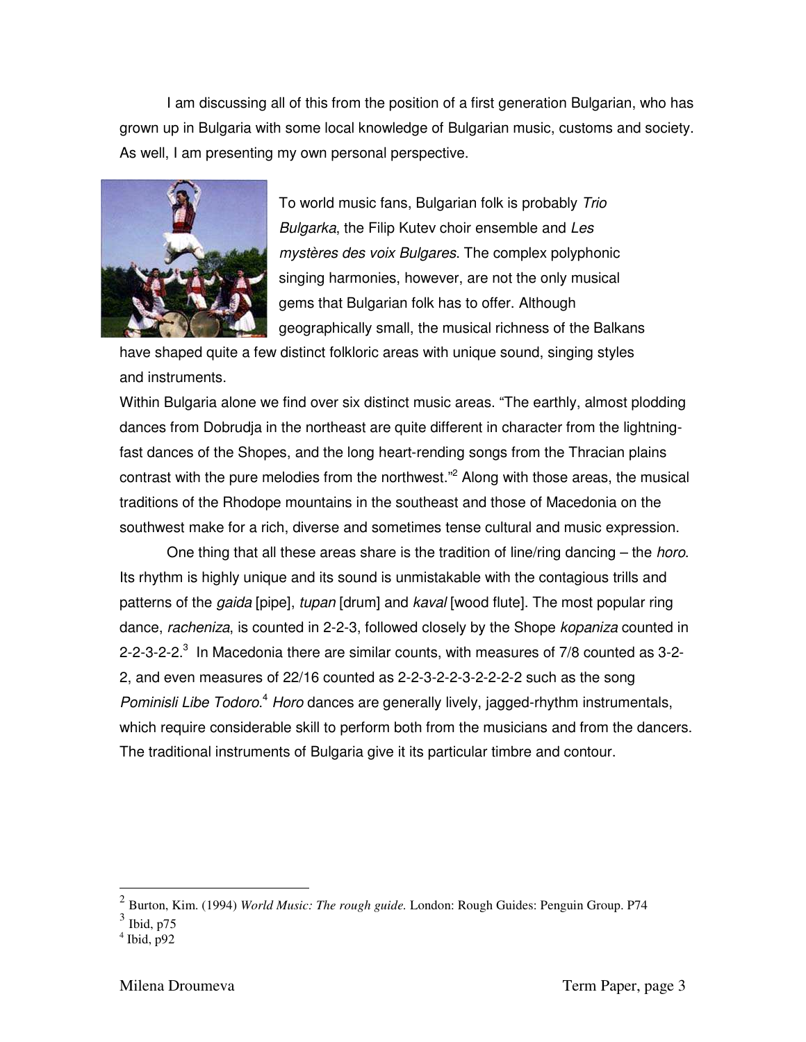I am discussing all of this from the position of a first generation Bulgarian, who has grown up in Bulgaria with some local knowledge of Bulgarian music, customs and society. As well, I am presenting my own personal perspective.

To world music fans, Bulgarian folk is probably *Trio Bulgarka*, the Filip Kutev choir ensemble and *Les mystères des voix Bulgares*. The complex polyphonic singing harmonies, however, are not the only musical gems that Bulgarian folk has to offer. Although geographically small, the musical richness of the Balkans have shaped quite a few distinct folkloric areas with unique sound, singing styles and instruments.

Within Bulgaria alone we find over six distinct music areas. "The earthly, almost plodding dances from Dobrudja in the northeast are quite different in character from the lightning-fast dances of the Shopes, and the long heart-rending songs from the Thracian plains contrast with the pure melodies from the northwest."[2] Along with those areas, the musical traditions of the Rhodope mountains in the southeast and those of Macedonia on the southwest make for a rich, diverse and sometimes tense cultural and music expression.

One thing that all these areas share is the tradition of line/ring dancing – the *horo*. Its rhythm is highly unique and its sound is unmistakable with the contagious trills and patterns of the *gaida* [pipe], *tupan* [drum] and *kaval* [wood flute]. The most popular ring dance, *racheniza*, is counted in 2-2-3, followed closely by the Shope *kopaniza* counted in 2-2-3-2-2.[3] In Macedonia there are similar counts, with measures of 7/8 counted as 3-2-2, and even measures of 22/16 counted as 2-2-3-2-2-3-2-2-2-2 such as the song *Pominisli Libe Todoro*.[4] *Horo* dances are generally lively, jagged-rhythm instrumentals, which require considerable skill to perform both from the musicians and from the dancers. The traditional instruments of Bulgaria give it its particular timbre and contour.

---

[2] Burton, Kim. (1994) *World Music: The rough guide.* London: Rough Guides: Penguin Group. P74

[3] Ibid, p75

[4] Ibid, p92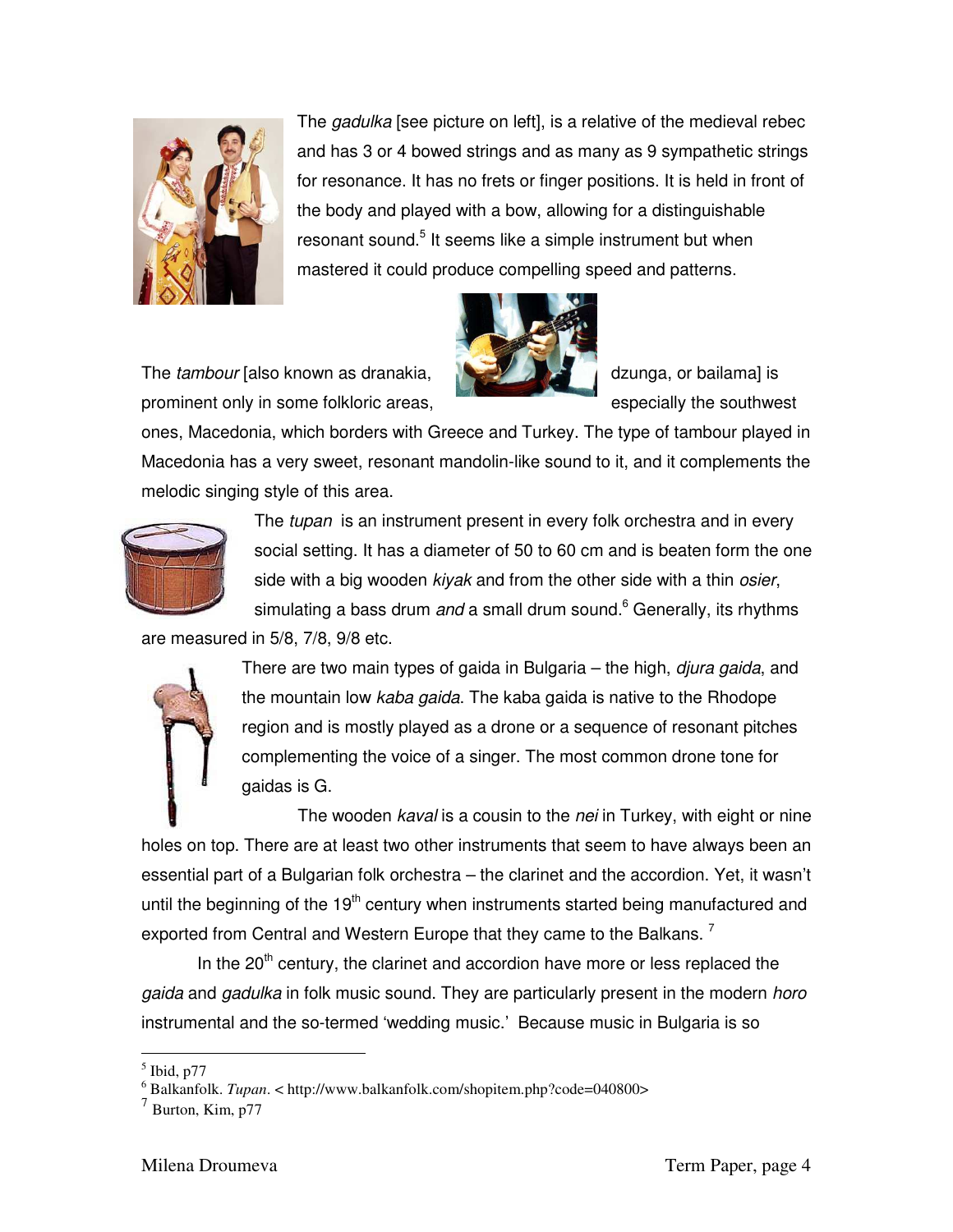The *gadulka* [see picture on left], is a relative of the medieval rebec and has 3 or 4 bowed strings and as many as 9 sympathetic strings for resonance. It has no frets or finger positions. It is held in front of the body and played with a bow, allowing for a distinguishable resonant sound.[5] It seems like a simple instrument but when mastered it could produce compelling speed and patterns.

The *tambour* [also known as dranakia, dzunga, or bailama] is prominent only in some folkloric areas, especially the southwest ones, Macedonia, which borders with Greece and Turkey. The type of tambour played in Macedonia has a very sweet, resonant mandolin-like sound to it, and it complements the melodic singing style of this area.

The *tupan* is an instrument present in every folk orchestra and in every social setting. It has a diameter of 50 to 60 cm and is beaten form the one side with a big wooden *kiyak* and from the other side with a thin *osier*, simulating a bass drum *and* a small drum sound.[6] Generally, its rhythms are measured in 5/8, 7/8, 9/8 etc.

There are two main types of gaida in Bulgaria – the high, *djura gaida*, and the mountain low *kaba gaida*. The kaba gaida is native to the Rhodope region and is mostly played as a drone or a sequence of resonant pitches complementing the voice of a singer. The most common drone tone for gaidas is G.

The wooden *kaval* is a cousin to the *nei* in Turkey, with eight or nine holes on top. There are at least two other instruments that seem to have always been an essential part of a Bulgarian folk orchestra – the clarinet and the accordion. Yet, it wasn't until the beginning of the 19th century when instruments started being manufactured and exported from Central and Western Europe that they came to the Balkans.[7]

In the 20th century, the clarinet and accordion have more or less replaced the *gaida* and *gadulka* in folk music sound. They are particularly present in the modern *horo* instrumental and the so-termed 'wedding music.' Because music in Bulgaria is so

---

[5] Ibid, p77

[6] Balkanfolk. *Tupan*. < http://www.balkanfolk.com/shopitem.php?code=040800>

[7] Burton, Kim, p77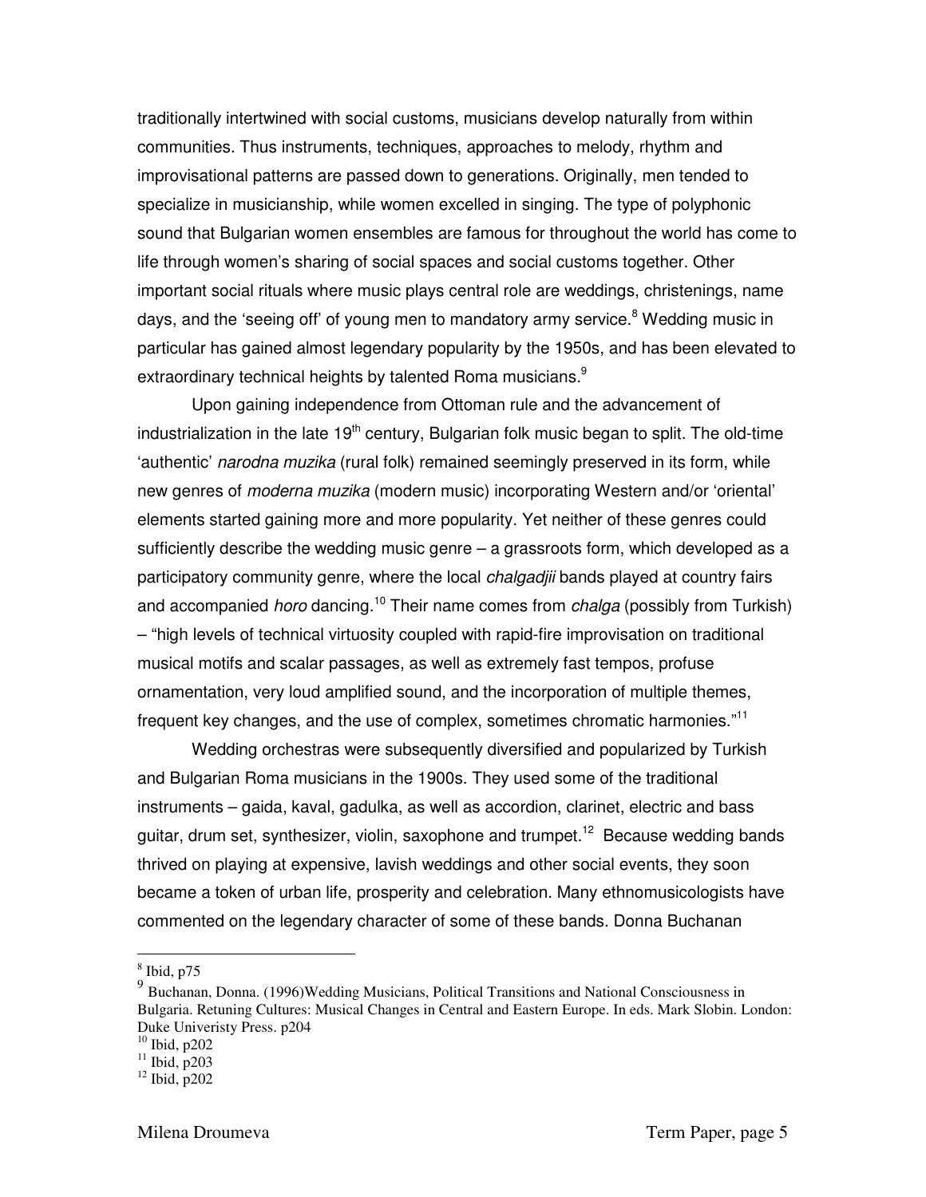traditionally intertwined with social customs, musicians develop naturally from within communities. Thus instruments, techniques, approaches to melody, rhythm and improvisational patterns are passed down to generations. Originally, men tended to specialize in musicianship, while women excelled in singing. The type of polyphonic sound that Bulgarian women ensembles are famous for throughout the world has come to life through women's sharing of social spaces and social customs together. Other important social rituals where music plays central role are weddings, christenings, name days, and the 'seeing off' of young men to mandatory army service.[8] Wedding music in particular has gained almost legendary popularity by the 1950s, and has been elevated to extraordinary technical heights by talented Roma musicians.[9]

Upon gaining independence from Ottoman rule and the advancement of industrialization in the late 19th century, Bulgarian folk music began to split. The old-time 'authentic' *narodna muzika* (rural folk) remained seemingly preserved in its form, while new genres of *moderna muzika* (modern music) incorporating Western and/or 'oriental' elements started gaining more and more popularity. Yet neither of these genres could sufficiently describe the wedding music genre – a grassroots form, which developed as a participatory community genre, where the local *chalgadjii* bands played at country fairs and accompanied *horo* dancing.[10] Their name comes from *chalga* (possibly from Turkish) – "high levels of technical virtuosity coupled with rapid-fire improvisation on traditional musical motifs and scalar passages, as well as extremely fast tempos, profuse ornamentation, very loud amplified sound, and the incorporation of multiple themes, frequent key changes, and the use of complex, sometimes chromatic harmonies."[11]

Wedding orchestras were subsequently diversified and popularized by Turkish and Bulgarian Roma musicians in the 1900s. They used some of the traditional instruments – gaida, kaval, gadulka, as well as accordion, clarinet, electric and bass guitar, drum set, synthesizer, violin, saxophone and trumpet.[12] Because wedding bands thrived on playing at expensive, lavish weddings and other social events, they soon became a token of urban life, prosperity and celebration. Many ethnomusicologists have commented on the legendary character of some of these bands. Donna Buchanan

---

[8] Ibid, p75

[9] Buchanan, Donna. (1996)Wedding Musicians, Political Transitions and National Consciousness in Bulgaria. Retuning Cultures: Musical Changes in Central and Eastern Europe. In eds. Mark Slobin. London: Duke Univeristy Press. p204

[10] Ibid, p202

[11] Ibid, p203

[12] Ibid, p202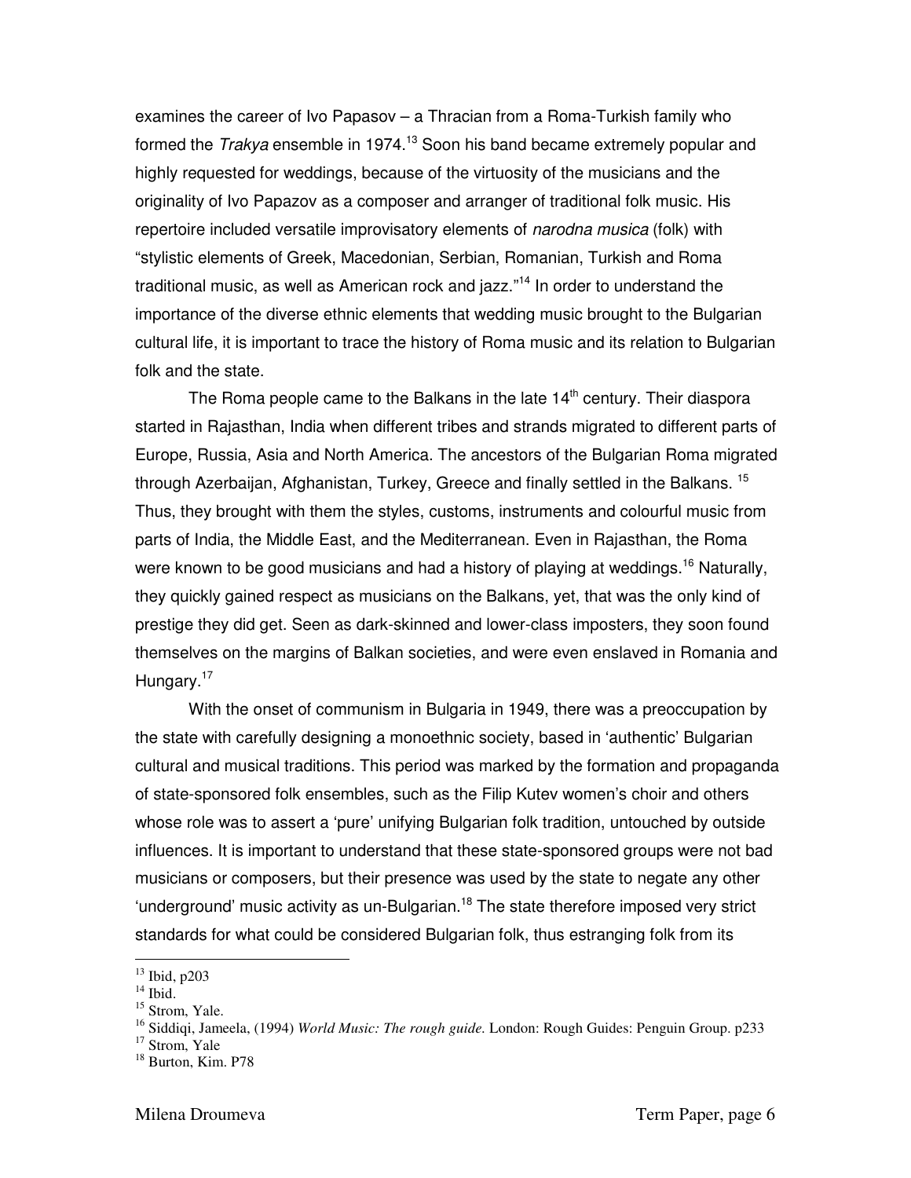examines the career of Ivo Papasov – a Thracian from a Roma-Turkish family who formed the *Trakya* ensemble in 1974.[13] Soon his band became extremely popular and highly requested for weddings, because of the virtuosity of the musicians and the originality of Ivo Papazov as a composer and arranger of traditional folk music. His repertoire included versatile improvisatory elements of *narodna musica* (folk) with "stylistic elements of Greek, Macedonian, Serbian, Romanian, Turkish and Roma traditional music, as well as American rock and jazz."[14] In order to understand the importance of the diverse ethnic elements that wedding music brought to the Bulgarian cultural life, it is important to trace the history of Roma music and its relation to Bulgarian folk and the state.

The Roma people came to the Balkans in the late 14th century. Their diaspora started in Rajasthan, India when different tribes and strands migrated to different parts of Europe, Russia, Asia and North America. The ancestors of the Bulgarian Roma migrated through Azerbaijan, Afghanistan, Turkey, Greece and finally settled in the Balkans. [15] Thus, they brought with them the styles, customs, instruments and colourful music from parts of India, the Middle East, and the Mediterranean. Even in Rajasthan, the Roma were known to be good musicians and had a history of playing at weddings.[16] Naturally, they quickly gained respect as musicians on the Balkans, yet, that was the only kind of prestige they did get. Seen as dark-skinned and lower-class imposters, they soon found themselves on the margins of Balkan societies, and were even enslaved in Romania and Hungary.[17]

With the onset of communism in Bulgaria in 1949, there was a preoccupation by the state with carefully designing a monoethnic society, based in 'authentic' Bulgarian cultural and musical traditions. This period was marked by the formation and propaganda of state-sponsored folk ensembles, such as the Filip Kutev women's choir and others whose role was to assert a 'pure' unifying Bulgarian folk tradition, untouched by outside influences. It is important to understand that these state-sponsored groups were not bad musicians or composers, but their presence was used by the state to negate any other 'underground' music activity as un-Bulgarian.[18] The state therefore imposed very strict standards for what could be considered Bulgarian folk, thus estranging folk from its

---

[13] Ibid, p203
[14] Ibid.
[15] Strom, Yale.
[16] Siddiqi, Jameela, (1994) *World Music: The rough guide.* London: Rough Guides: Penguin Group. p233
[17] Strom, Yale
[18] Burton, Kim. P78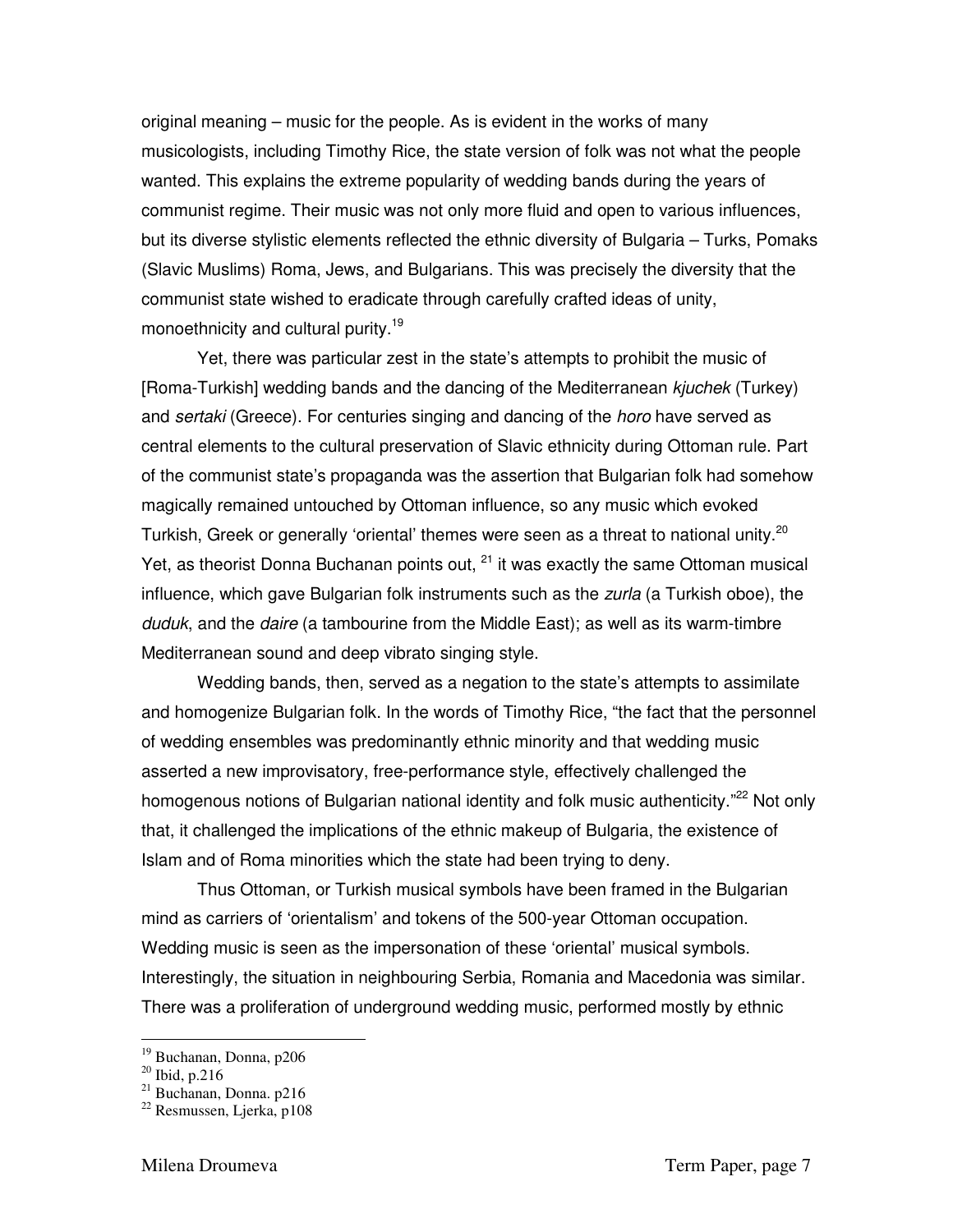original meaning – music for the people. As is evident in the works of many musicologists, including Timothy Rice, the state version of folk was not what the people wanted. This explains the extreme popularity of wedding bands during the years of communist regime. Their music was not only more fluid and open to various influences, but its diverse stylistic elements reflected the ethnic diversity of Bulgaria – Turks, Pomaks (Slavic Muslims) Roma, Jews, and Bulgarians. This was precisely the diversity that the communist state wished to eradicate through carefully crafted ideas of unity, monoethnicity and cultural purity.[19]

Yet, there was particular zest in the state's attempts to prohibit the music of [Roma-Turkish] wedding bands and the dancing of the Mediterranean *kjuchek* (Turkey) and *sertaki* (Greece). For centuries singing and dancing of the *horo* have served as central elements to the cultural preservation of Slavic ethnicity during Ottoman rule. Part of the communist state's propaganda was the assertion that Bulgarian folk had somehow magically remained untouched by Ottoman influence, so any music which evoked Turkish, Greek or generally 'oriental' themes were seen as a threat to national unity.[20] Yet, as theorist Donna Buchanan points out, [21] it was exactly the same Ottoman musical influence, which gave Bulgarian folk instruments such as the *zurla* (a Turkish oboe), the *duduk*, and the *daire* (a tambourine from the Middle East); as well as its warm-timbre Mediterranean sound and deep vibrato singing style.

Wedding bands, then, served as a negation to the state's attempts to assimilate and homogenize Bulgarian folk. In the words of Timothy Rice, "the fact that the personnel of wedding ensembles was predominantly ethnic minority and that wedding music asserted a new improvisatory, free-performance style, effectively challenged the homogenous notions of Bulgarian national identity and folk music authenticity."[22] Not only that, it challenged the implications of the ethnic makeup of Bulgaria, the existence of Islam and of Roma minorities which the state had been trying to deny.

Thus Ottoman, or Turkish musical symbols have been framed in the Bulgarian mind as carriers of 'orientalism' and tokens of the 500-year Ottoman occupation. Wedding music is seen as the impersonation of these 'oriental' musical symbols. Interestingly, the situation in neighbouring Serbia, Romania and Macedonia was similar. There was a proliferation of underground wedding music, performed mostly by ethnic

---

[19] Buchanan, Donna, p206
[20] Ibid, p.216
[21] Buchanan, Donna. p216
[22] Resmussen, Ljerka, p108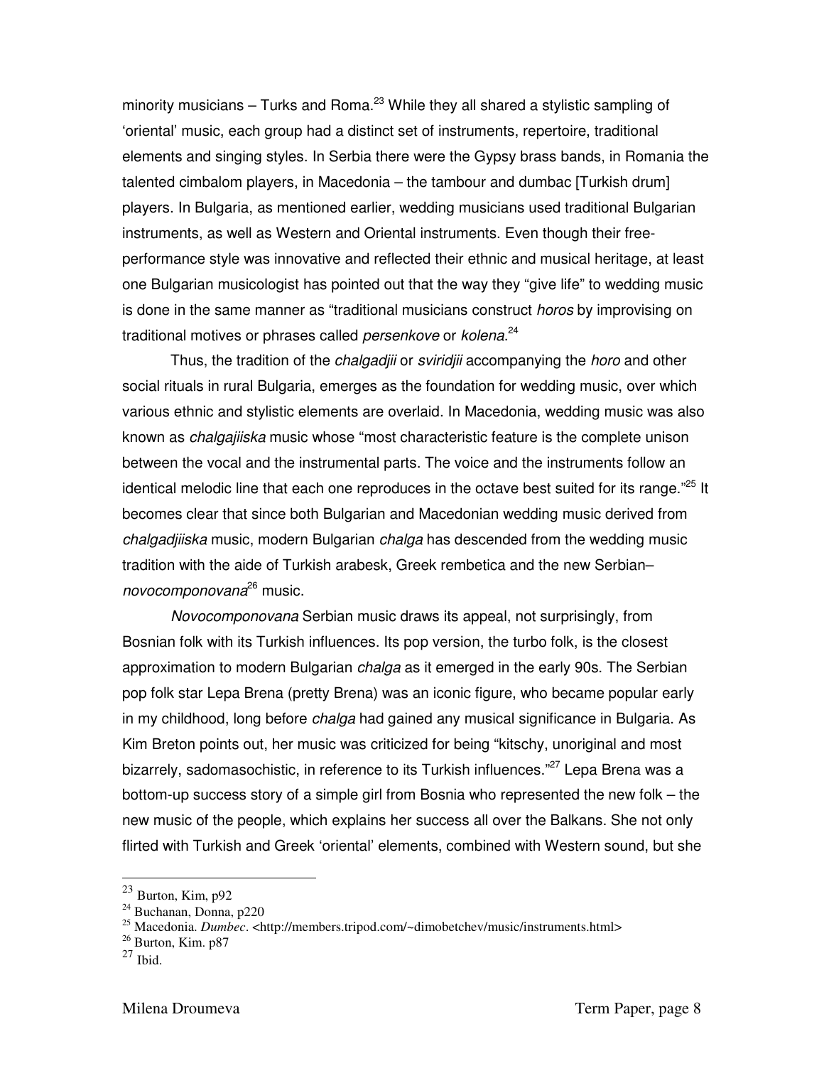minority musicians – Turks and Roma.[23] While they all shared a stylistic sampling of 'oriental' music, each group had a distinct set of instruments, repertoire, traditional elements and singing styles. In Serbia there were the Gypsy brass bands, in Romania the talented cimbalom players, in Macedonia – the tambour and dumbac [Turkish drum] players. In Bulgaria, as mentioned earlier, wedding musicians used traditional Bulgarian instruments, as well as Western and Oriental instruments. Even though their free-performance style was innovative and reflected their ethnic and musical heritage, at least one Bulgarian musicologist has pointed out that the way they "give life" to wedding music is done in the same manner as "traditional musicians construct *horos* by improvising on traditional motives or phrases called *persenkove* or *kolena*.[24]

Thus, the tradition of the *chalgadjii* or *sviridjii* accompanying the *horo* and other social rituals in rural Bulgaria, emerges as the foundation for wedding music, over which various ethnic and stylistic elements are overlaid. In Macedonia, wedding music was also known as *chalgajiiska* music whose "most characteristic feature is the complete unison between the vocal and the instrumental parts. The voice and the instruments follow an identical melodic line that each one reproduces in the octave best suited for its range."[25] It becomes clear that since both Bulgarian and Macedonian wedding music derived from *chalgadjiiska* music, modern Bulgarian *chalga* has descended from the wedding music tradition with the aide of Turkish arabesk, Greek rembetica and the new Serbian– *novocomponovana*[26] music.

*Novocomponovana* Serbian music draws its appeal, not surprisingly, from Bosnian folk with its Turkish influences. Its pop version, the turbo folk, is the closest approximation to modern Bulgarian *chalga* as it emerged in the early 90s. The Serbian pop folk star Lepa Brena (pretty Brena) was an iconic figure, who became popular early in my childhood, long before *chalga* had gained any musical significance in Bulgaria. As Kim Breton points out, her music was criticized for being "kitschy, unoriginal and most bizarrely, sadomasochistic, in reference to its Turkish influences."[27] Lepa Brena was a bottom-up success story of a simple girl from Bosnia who represented the new folk – the new music of the people, which explains her success all over the Balkans. She not only flirted with Turkish and Greek 'oriental' elements, combined with Western sound, but she

---

[23] Burton, Kim, p92

[24] Buchanan, Donna, p220

[25] Macedonia. *Dumbec*. <http://members.tripod.com/~dimobetchev/music/instruments.html>

[26] Burton, Kim. p87

[27] Ibid.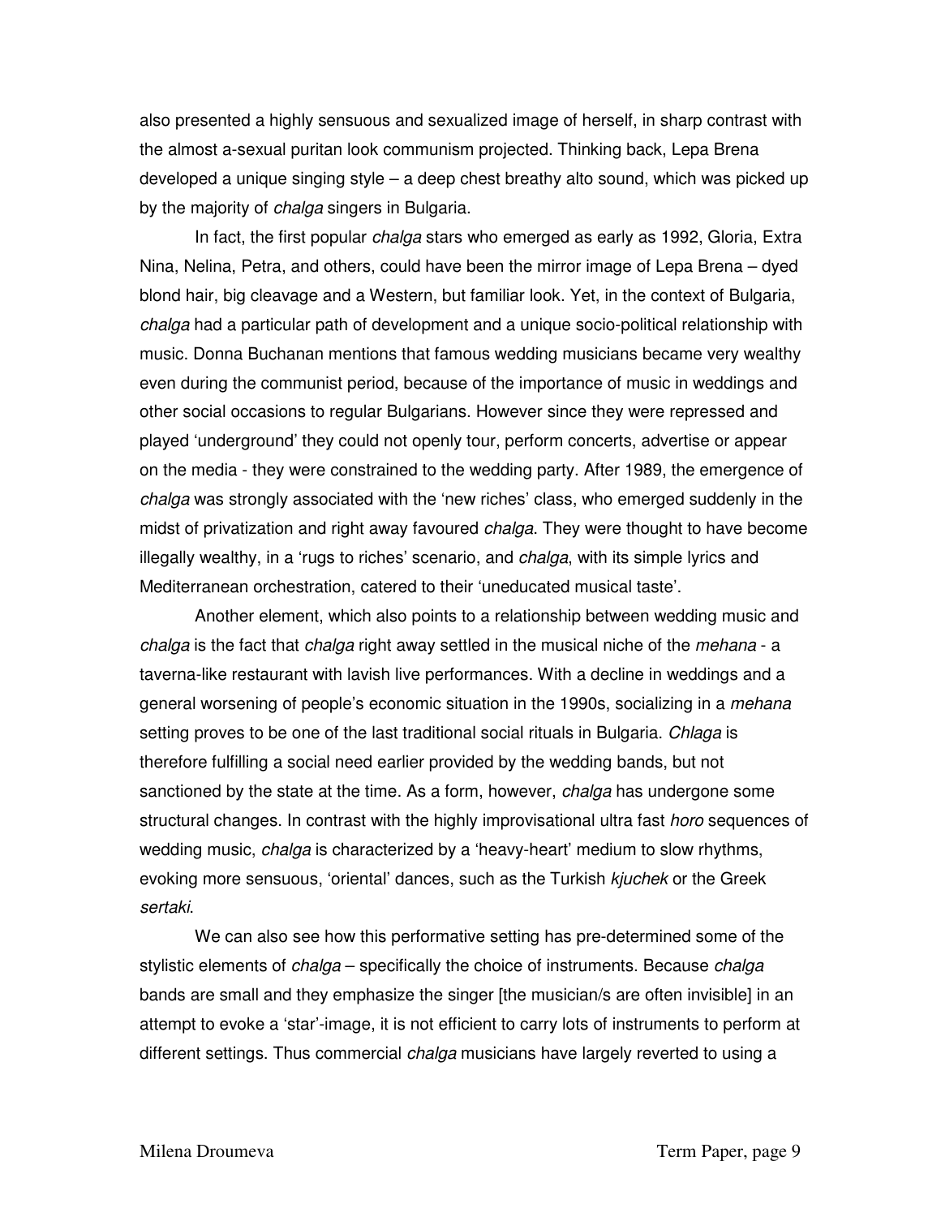also presented a highly sensuous and sexualized image of herself, in sharp contrast with the almost a-sexual puritan look communism projected. Thinking back, Lepa Brena developed a unique singing style – a deep chest breathy alto sound, which was picked up by the majority of *chalga* singers in Bulgaria.

In fact, the first popular *chalga* stars who emerged as early as 1992, Gloria, Extra Nina, Nelina, Petra, and others, could have been the mirror image of Lepa Brena – dyed blond hair, big cleavage and a Western, but familiar look. Yet, in the context of Bulgaria, *chalga* had a particular path of development and a unique socio-political relationship with music. Donna Buchanan mentions that famous wedding musicians became very wealthy even during the communist period, because of the importance of music in weddings and other social occasions to regular Bulgarians. However since they were repressed and played 'underground' they could not openly tour, perform concerts, advertise or appear on the media - they were constrained to the wedding party. After 1989, the emergence of *chalga* was strongly associated with the 'new riches' class, who emerged suddenly in the midst of privatization and right away favoured *chalga*. They were thought to have become illegally wealthy, in a 'rugs to riches' scenario, and *chalga*, with its simple lyrics and Mediterranean orchestration, catered to their 'uneducated musical taste'.

Another element, which also points to a relationship between wedding music and *chalga* is the fact that *chalga* right away settled in the musical niche of the *mehana* - a taverna-like restaurant with lavish live performances. With a decline in weddings and a general worsening of people's economic situation in the 1990s, socializing in a *mehana* setting proves to be one of the last traditional social rituals in Bulgaria. *Chlaga* is therefore fulfilling a social need earlier provided by the wedding bands, but not sanctioned by the state at the time. As a form, however, *chalga* has undergone some structural changes. In contrast with the highly improvisational ultra fast *horo* sequences of wedding music, *chalga* is characterized by a 'heavy-heart' medium to slow rhythms, evoking more sensuous, 'oriental' dances, such as the Turkish *kjuchek* or the Greek *sertaki*.

We can also see how this performative setting has pre-determined some of the stylistic elements of *chalga* – specifically the choice of instruments. Because *chalga* bands are small and they emphasize the singer [the musician/s are often invisible] in an attempt to evoke a 'star'-image, it is not efficient to carry lots of instruments to perform at different settings. Thus commercial *chalga* musicians have largely reverted to using a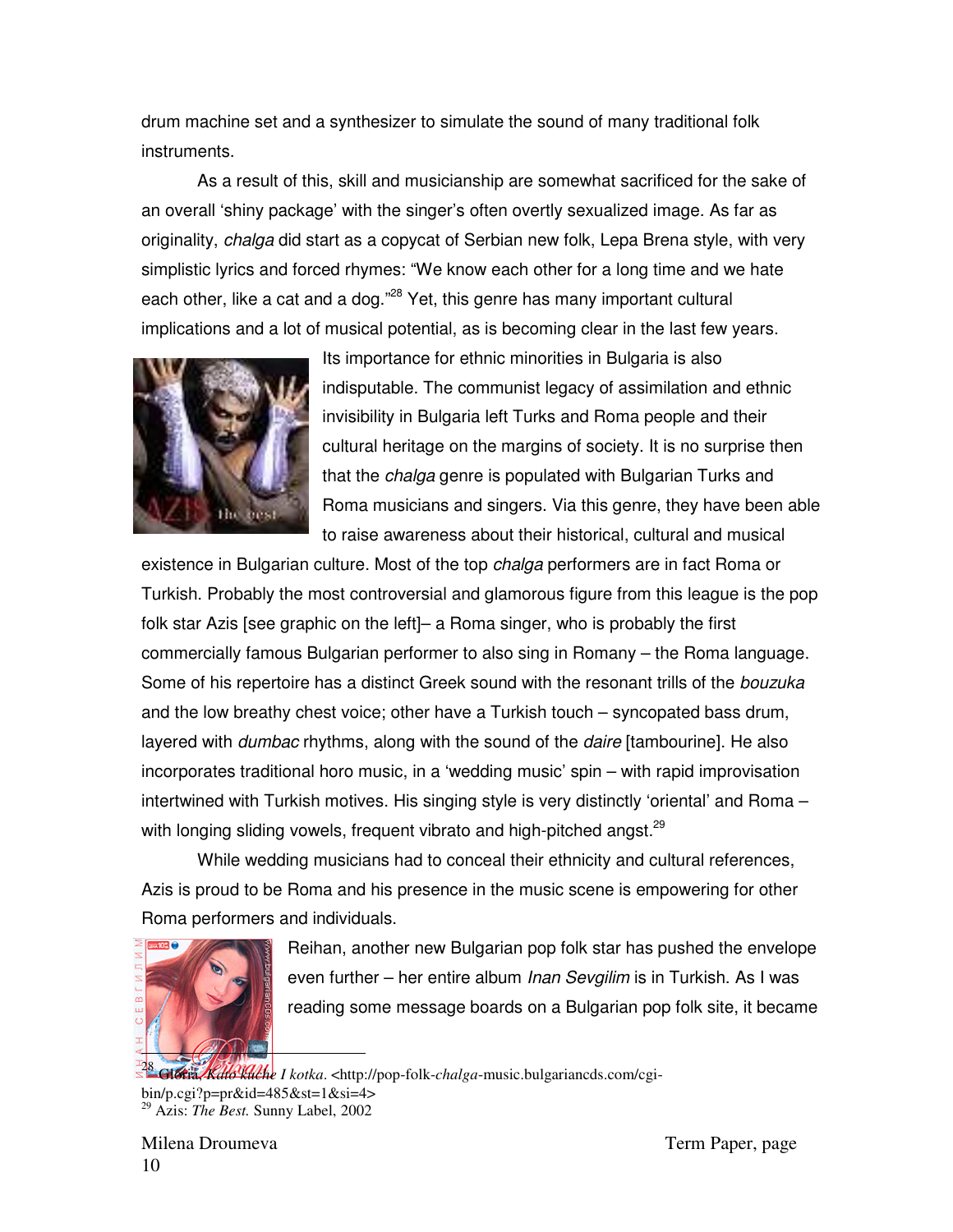drum machine set and a synthesizer to simulate the sound of many traditional folk instruments.

As a result of this, skill and musicianship are somewhat sacrificed for the sake of an overall 'shiny package' with the singer's often overtly sexualized image. As far as originality, *chalga* did start as a copycat of Serbian new folk, Lepa Brena style, with very simplistic lyrics and forced rhymes: "We know each other for a long time and we hate each other, like a cat and a dog."[28] Yet, this genre has many important cultural implications and a lot of musical potential, as is becoming clear in the last few years.

Its importance for ethnic minorities in Bulgaria is also indisputable. The communist legacy of assimilation and ethnic invisibility in Bulgaria left Turks and Roma people and their cultural heritage on the margins of society. It is no surprise then that the *chalga* genre is populated with Bulgarian Turks and Roma musicians and singers. Via this genre, they have been able to raise awareness about their historical, cultural and musical existence in Bulgarian culture. Most of the top *chalga* performers are in fact Roma or Turkish. Probably the most controversial and glamorous figure from this league is the pop folk star Azis [see graphic on the left]– a Roma singer, who is probably the first commercially famous Bulgarian performer to also sing in Romany – the Roma language. Some of his repertoire has a distinct Greek sound with the resonant trills of the *bouzuka* and the low breathy chest voice; other have a Turkish touch – syncopated bass drum, layered with *dumbac* rhythms, along with the sound of the *daire* [tambourine]. He also incorporates traditional horo music, in a 'wedding music' spin – with rapid improvisation intertwined with Turkish motives. His singing style is very distinctly 'oriental' and Roma – with longing sliding vowels, frequent vibrato and high-pitched angst.[29]

While wedding musicians had to conceal their ethnicity and cultural references, Azis is proud to be Roma and his presence in the music scene is empowering for other Roma performers and individuals.

Reihan, another new Bulgarian pop folk star has pushed the envelope even further – her entire album *Inan Sevgilim* is in Turkish. As I was reading some message boards on a Bulgarian pop folk site, it became

---

[28] Gloria, *Kato kuche I kotka*. <http://pop-folk-*chalga*-music.bulgariancds.com/cgi-bin/p.cgi?p=pr&id=485&st=1&si=4>

[29] Azis: *The Best.* Sunny Label, 2002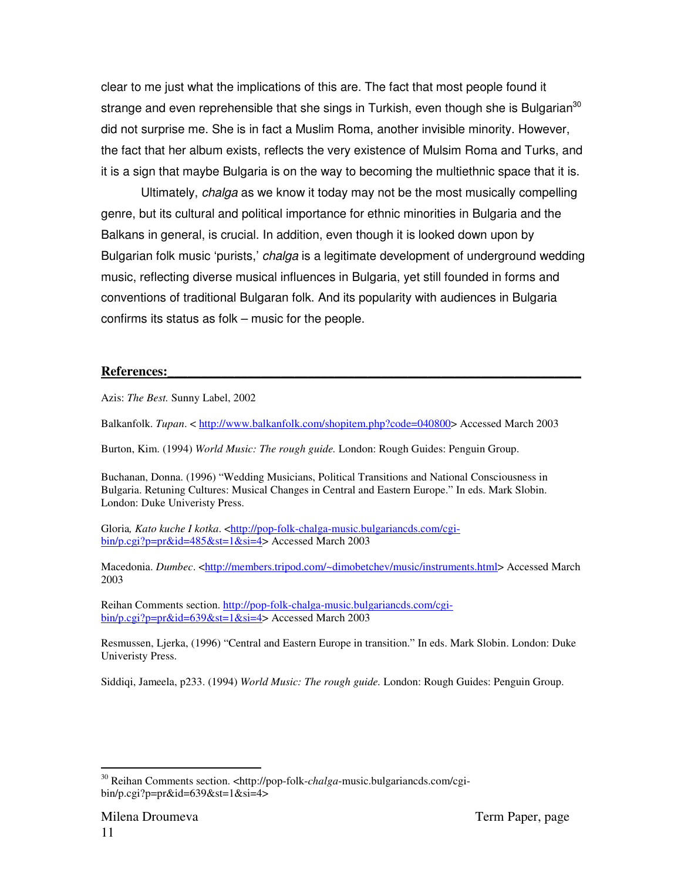clear to me just what the implications of this are. The fact that most people found it strange and even reprehensible that she sings in Turkish, even though she is Bulgarian[30] did not surprise me. She is in fact a Muslim Roma, another invisible minority. However, the fact that her album exists, reflects the very existence of Mulsim Roma and Turks, and it is a sign that maybe Bulgaria is on the way to becoming the multiethnic space that it is.

Ultimately, *chalga* as we know it today may not be the most musically compelling genre, but its cultural and political importance for ethnic minorities in Bulgaria and the Balkans in general, is crucial. In addition, even though it is looked down upon by Bulgarian folk music 'purists,' *chalga* is a legitimate development of underground wedding music, reflecting diverse musical influences in Bulgaria, yet still founded in forms and conventions of traditional Bulgaran folk. And its popularity with audiences in Bulgaria confirms its status as folk – music for the people.

## **References:**

Azis: *The Best.* Sunny Label, 2002

Balkanfolk. *Tupan*. < http://www.balkanfolk.com/shopitem.php?code=040800> Accessed March 2003

Burton, Kim. (1994) *World Music: The rough guide.* London: Rough Guides: Penguin Group.

Buchanan, Donna. (1996) "Wedding Musicians, Political Transitions and National Consciousness in Bulgaria. Retuning Cultures: Musical Changes in Central and Eastern Europe." In eds. Mark Slobin. London: Duke Univeristy Press.

Gloria*, Kato kuche I kotka*. <http://pop-folk-chalga-music.bulgariancds.com/cgi-bin/p.cgi?p=pr&id=485&st=1&si=4> Accessed March 2003

Macedonia. *Dumbec*. <http://members.tripod.com/~dimobetchev/music/instruments.html> Accessed March 2003

Reihan Comments section. http://pop-folk-chalga-music.bulgariancds.com/cgi-bin/p.cgi?p=pr&id=639&st=1&si=4> Accessed March 2003

Resmussen, Ljerka, (1996) "Central and Eastern Europe in transition." In eds. Mark Slobin. London: Duke Univeristy Press.

Siddiqi, Jameela, p233. (1994) *World Music: The rough guide.* London: Rough Guides: Penguin Group.

---

[30] Reihan Comments section. <http://pop-folk-*chalga*-music.bulgariancds.com/cgi-bin/p.cgi?p=pr&id=639&st=1&si=4>